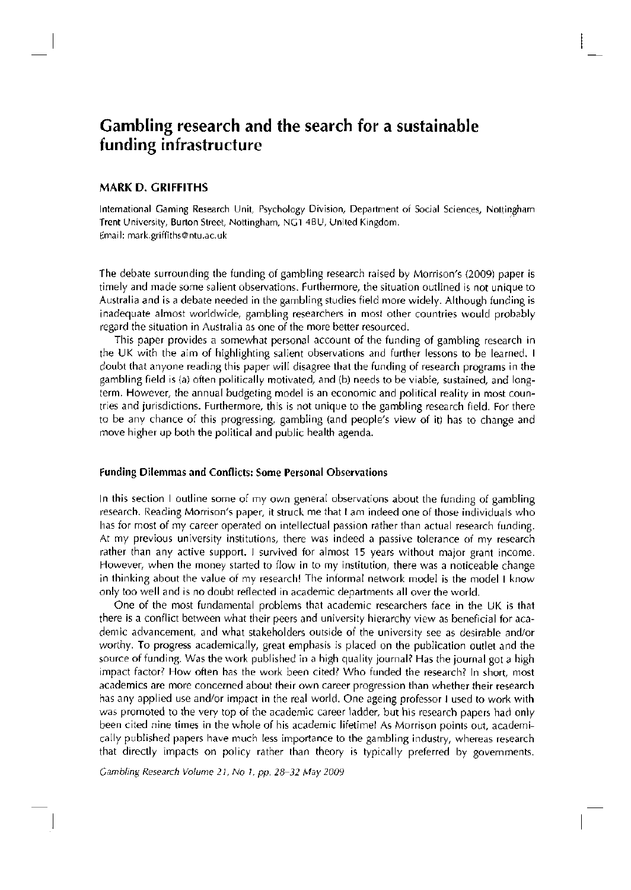# Gambling research and the search for a sustainable funding infrastructure

**MARK D. GRIFFITHS**

International Gaming Research Unit, Psychology Division, Department of Social Sciences, Nottingham Trent University, Burton Street, Nottingham, NG1 4BU, United Kingdom.
Email: mark.griffiths@ntu.ac.uk

The debate surrounding the funding of gambling research raised by Morrison's (2009) paper is timely and made some salient observations. Furthermore, the situation outlined is not unique to Australia and is a debate needed in the gambling studies field more widely. Although funding is inadequate almost worldwide, gambling researchers in most other countries would probably regard the situation in Australia as one of the more better resourced.

This paper provides a somewhat personal account of the funding of gambling research in the UK with the aim of highlighting salient observations and further lessons to be learned. I doubt that anyone reading this paper will disagree that the funding of research programs in the gambling field is (a) often politically motivated, and (b) needs to be viable, sustained, and long-term. However, the annual budgeting model is an economic and political reality in most countries and jurisdictions. Furthermore, this is not unique to the gambling research field. For there to be any chance of this progressing, gambling (and people's view of it) has to change and move higher up both the political and public health agenda.

### Funding Dilemmas and Conflicts: Some Personal Observations

In this section I outline some of my own general observations about the funding of gambling research. Reading Morrison's paper, it struck me that I am indeed one of those individuals who has for most of my career operated on intellectual passion rather than actual research funding. At my previous university institutions, there was indeed a passive tolerance of my research rather than any active support. I survived for almost 15 years without major grant income. However, when the money started to flow in to my institution, there was a noticeable change in thinking about the value of my research! The informal network model is the model I know only too well and is no doubt reflected in academic departments all over the world.

One of the most fundamental problems that academic researchers face in the UK is that there is a conflict between what their peers and university hierarchy view as beneficial for academic advancement, and what stakeholders outside of the university see as desirable and/or worthy. To progress academically, great emphasis is placed on the publication outlet and the source of funding. Was the work published in a high quality journal? Has the journal got a high impact factor? How often has the work been cited? Who funded the research? In short, most academics are more concerned about their own career progression than whether their research has any applied use and/or impact in the real world. One ageing professor I used to work with was promoted to the very top of the academic career ladder, but his research papers had only been cited nine times in the whole of his academic lifetime! As Morrison points out, academically published papers have much less importance to the gambling industry, whereas research that directly impacts on policy rather than theory is typically preferred by governments.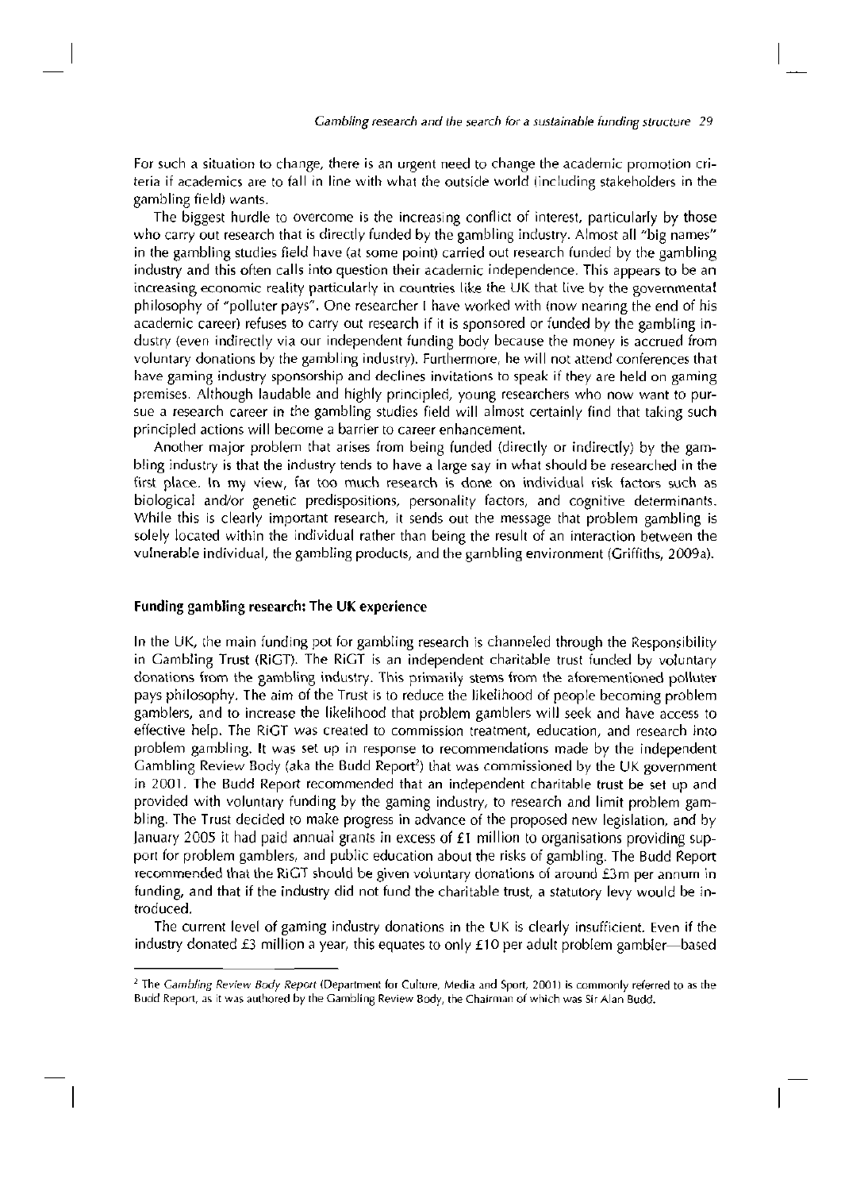For such a situation to change, there is an urgent need to change the academic promotion criteria if academics are to fall in line with what the outside world (including stakeholders in the gambling field) wants.

The biggest hurdle to overcome is the increasing conflict of interest, particularly by those who carry out research that is directly funded by the gambling industry. Almost all "big names" in the gambling studies field have (at some point) carried out research funded by the gambling industry and this often calls into question their academic independence. This appears to be an increasing economic reality particularly in countries like the UK that live by the governmental philosophy of "polluter pays". One researcher I have worked with (now nearing the end of his academic career) refuses to carry out research if it is sponsored or funded by the gambling industry (even indirectly via our independent funding body because the money is accrued from voluntary donations by the gambling industry). Furthermore, he will not attend conferences that have gaming industry sponsorship and declines invitations to speak if they are held on gaming premises. Although laudable and highly principled, young researchers who now want to pursue a research career in the gambling studies field will almost certainly find that taking such principled actions will become a barrier to career enhancement.

Another major problem that arises from being funded (directly or indirectly) by the gambling industry is that the industry tends to have a large say in what should be researched in the first place. In my view, far too much research is done on individual risk factors such as biological and/or genetic predispositions, personality factors, and cognitive determinants. While this is clearly important research, it sends out the message that problem gambling is solely located within the individual rather than being the result of an interaction between the vulnerable individual, the gambling products, and the gambling environment (Griffiths, 2009a).

## Funding gambling research: The UK experience

In the UK, the main funding pot for gambling research is channeled through the Responsibility in Gambling Trust (RiGT). The RiGT is an independent charitable trust funded by voluntary donations from the gambling industry. This primarily stems from the aforementioned polluter pays philosophy. The aim of the Trust is to reduce the likelihood of people becoming problem gamblers, and to increase the likelihood that problem gamblers will seek and have access to effective help. The RiGT was created to commission treatment, education, and research into problem gambling. It was set up in response to recommendations made by the independent Gambling Review Body (aka the Budd Report[2]) that was commissioned by the UK government in 2001. The Budd Report recommended that an independent charitable trust be set up and provided with voluntary funding by the gaming industry, to research and limit problem gambling. The Trust decided to make progress in advance of the proposed new legislation, and by January 2005 it had paid annual grants in excess of £1 million to organisations providing support for problem gamblers, and public education about the risks of gambling. The Budd Report recommended that the RiGT should be given voluntary donations of around £3m per annum in funding, and that if the industry did not fund the charitable trust, a statutory levy would be introduced.

The current level of gaming industry donations in the UK is clearly insufficient. Even if the industry donated £3 million a year, this equates to only £10 per adult problem gambler—based

[2] The *Gambling Review Body Report* (Department for Culture, Media and Sport, 2001) is commonly referred to as the Budd Report, as it was authored by the Gambling Review Body, the Chairman of which was Sir Alan Budd.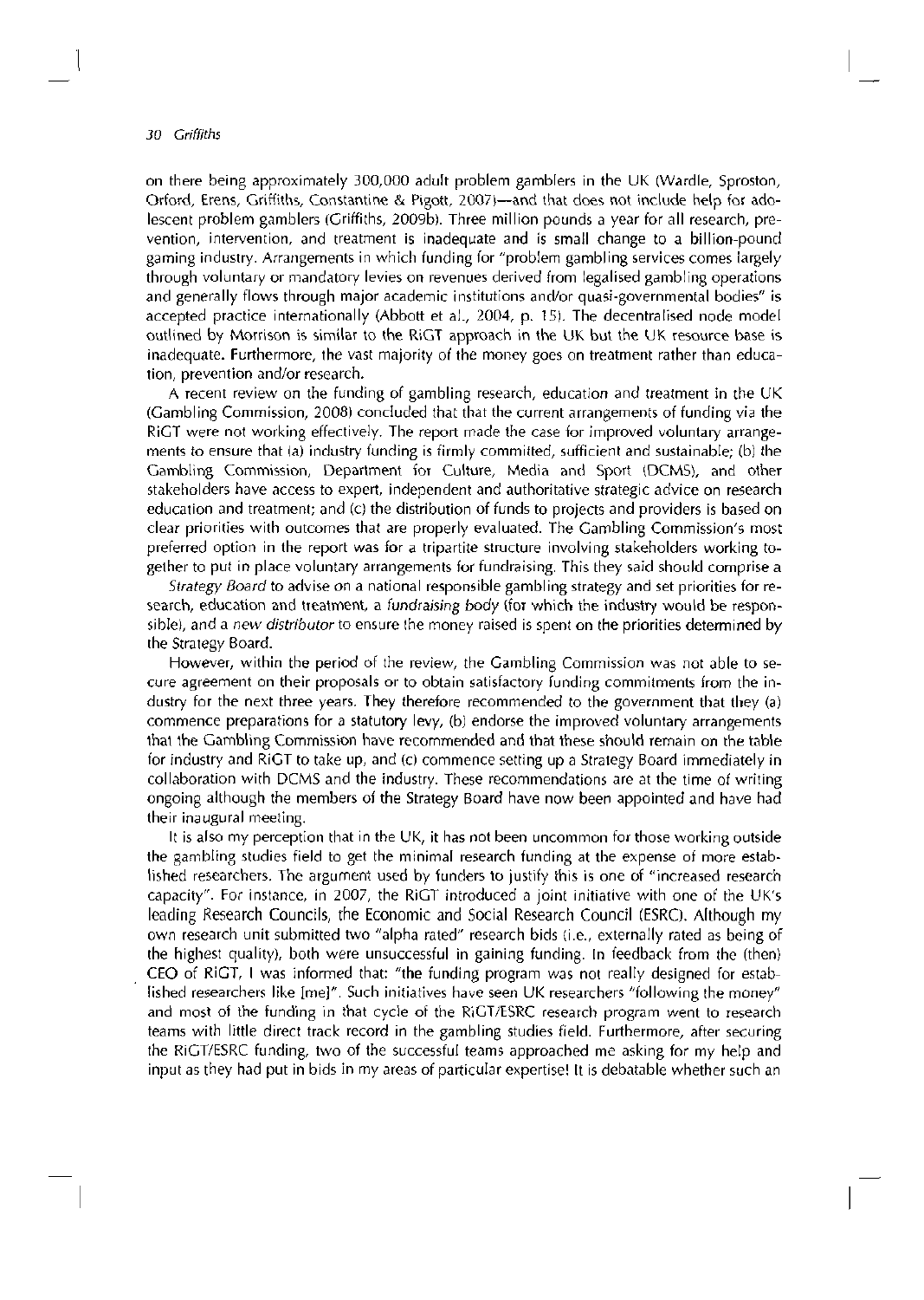on there being approximately 300,000 adult problem gamblers in the UK (Wardle, Sproston, Orford, Erens, Griffiths, Constantine & Pigott, 2007)—and that does not include help for adolescent problem gamblers (Griffiths, 2009b). Three million pounds a year for all research, prevention, intervention, and treatment is inadequate and is small change to a billion-pound gaming industry. Arrangements in which funding for "problem gambling services comes largely through voluntary or mandatory levies on revenues derived from legalised gambling operations and generally flows through major academic institutions and/or quasi-governmental bodies" is accepted practice internationally (Abbott et al., 2004, p. 15). The decentralised node model outlined by Morrison is similar to the RiGT approach in the UK but the UK resource base is inadequate. Furthermore, the vast majority of the money goes on treatment rather than education, prevention and/or research.

A recent review on the funding of gambling research, education and treatment in the UK (Gambling Commission, 2008) concluded that that the current arrangements of funding via the RiGT were not working effectively. The report made the case for improved voluntary arrangements to ensure that (a) industry funding is firmly committed, sufficient and sustainable; (b) the Gambling Commission, Department for Culture, Media and Sport (DCMS), and other stakeholders have access to expert, independent and authoritative strategic advice on research education and treatment; and (c) the distribution of funds to projects and providers is based on clear priorities with outcomes that are properly evaluated. The Gambling Commission's most preferred option in the report was for a tripartite structure involving stakeholders working together to put in place voluntary arrangements for fundraising. This they said should comprise a *Strategy Board* to advise on a national responsible gambling strategy and set priorities for research, education and treatment, a *fundraising body* (for which the industry would be responsible), and a *new distributor* to ensure the money raised is spent on the priorities determined by the Strategy Board.

However, within the period of the review, the Gambling Commission was not able to secure agreement on their proposals or to obtain satisfactory funding commitments from the industry for the next three years. They therefore recommended to the government that they (a) commence preparations for a statutory levy, (b) endorse the improved voluntary arrangements that the Gambling Commission have recommended and that these should remain on the table for industry and RiGT to take up, and (c) commence setting up a Strategy Board immediately in collaboration with DCMS and the industry. These recommendations are at the time of writing ongoing although the members of the Strategy Board have now been appointed and have had their inaugural meeting.

It is also my perception that in the UK, it has not been uncommon for those working outside the gambling studies field to get the minimal research funding at the expense of more established researchers. The argument used by funders to justify this is one of "increased research capacity". For instance, in 2007, the RiGT introduced a joint initiative with one of the UK's leading Research Councils, the Economic and Social Research Council (ESRC). Although my own research unit submitted two "alpha rated" research bids (i.e., externally rated as being of the highest quality), both were unsuccessful in gaining funding. In feedback from the (then) CEO of RiGT, I was informed that: "the funding program was not really designed for established researchers like [me]". Such initiatives have seen UK researchers "following the money" and most of the funding in that cycle of the RiGT/ESRC research program went to research teams with little direct track record in the gambling studies field. Furthermore, after securing the RiGT/ESRC funding, two of the successful teams approached me asking for my help and input as they had put in bids in my areas of particular expertise! It is debatable whether such an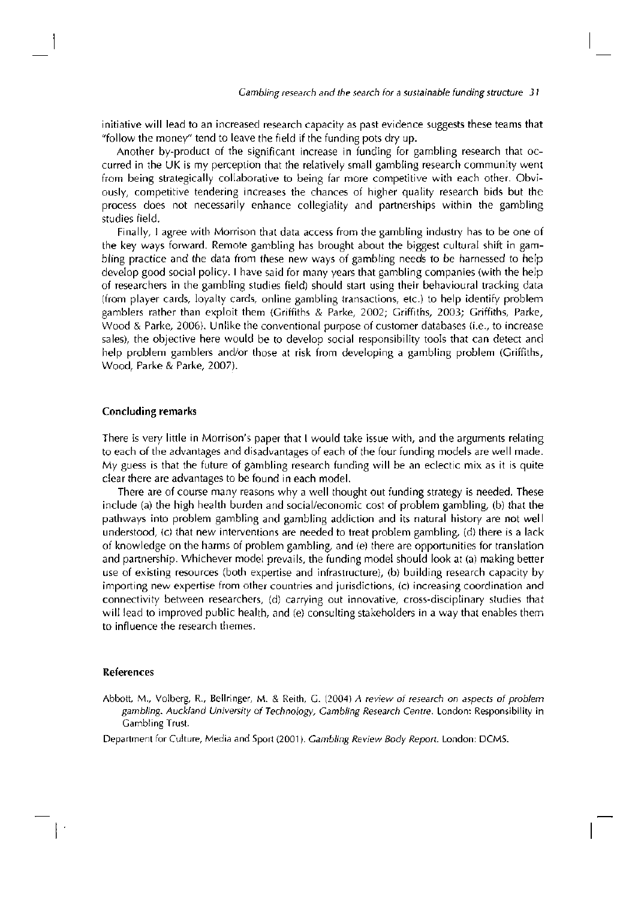initiative will lead to an increased research capacity as past evidence suggests these teams that "follow the money" tend to leave the field if the funding pots dry up.

Another by-product of the significant increase in funding for gambling research that occurred in the UK is my perception that the relatively small gambling research community went from being strategically collaborative to being far more competitive with each other. Obviously, competitive tendering increases the chances of higher quality research bids but the process does not necessarily enhance collegiality and partnerships within the gambling studies field.

Finally, I agree with Morrison that data access from the gambling industry has to be one of the key ways forward. Remote gambling has brought about the biggest cultural shift in gambling practice and the data from these new ways of gambling needs to be harnessed to help develop good social policy. I have said for many years that gambling companies (with the help of researchers in the gambling studies field) should start using their behavioural tracking data (from player cards, loyalty cards, online gambling transactions, etc.) to help identify problem gamblers rather than exploit them (Griffiths & Parke, 2002; Griffiths, 2003; Griffiths, Parke, Wood & Parke, 2006). Unlike the conventional purpose of customer databases (i.e., to increase sales), the objective here would be to develop social responsibility tools that can detect and help problem gamblers and/or those at risk from developing a gambling problem (Griffiths, Wood, Parke & Parke, 2007).

## Concluding remarks

There is very little in Morrison's paper that I would take issue with, and the arguments relating to each of the advantages and disadvantages of each of the four funding models are well made. My guess is that the future of gambling research funding will be an eclectic mix as it is quite clear there are advantages to be found in each model.

There are of course many reasons why a well thought out funding strategy is needed. These include (a) the high health burden and social/economic cost of problem gambling, (b) that the pathways into problem gambling and gambling addiction and its natural history are not well understood, (c) that new interventions are needed to treat problem gambling, (d) there is a lack of knowledge on the harms of problem gambling, and (e) there are opportunities for translation and partnership. Whichever model prevails, the funding model should look at (a) making better use of existing resources (both expertise and infrastructure), (b) building research capacity by importing new expertise from other countries and jurisdictions, (c) increasing coordination and connectivity between researchers, (d) carrying out innovative, cross-disciplinary studies that will lead to improved public health, and (e) consulting stakeholders in a way that enables them to influence the research themes.

## References

Abbott, M., Volberg, R., Bellringer, M. & Reith, G. (2004) *A review of research on aspects of problem gambling. Auckland University of Technology, Gambling Research Centre.* London: Responsibility in Gambling Trust.

Department for Culture, Media and Sport (2001). *Gambling Review Body Report.* London: DCMS.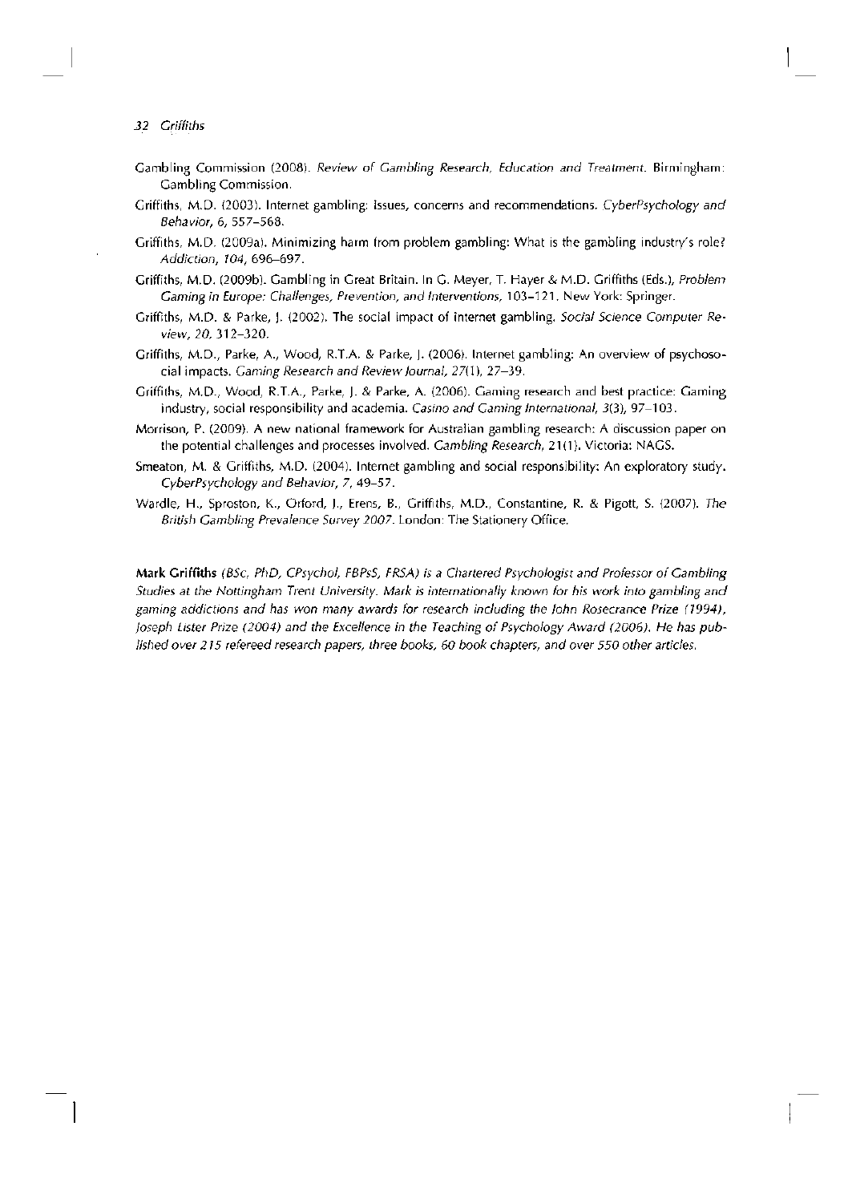Gambling Commission (2008). *Review of Gambling Research, Education and Treatment.* Birmingham: Gambling Commission.

Griffiths, M.D. (2003). Internet gambling: Issues, concerns and recommendations. *CyberPsychology and Behavior, 6*, 557–568.

Griffiths, M.D. (2009a). Minimizing harm from problem gambling: What is the gambling industry's role? *Addiction, 104*, 696–697.

Griffiths, M.D. (2009b). Gambling in Great Britain. In G. Meyer, T. Hayer & M.D. Griffiths (Eds.), *Problem Gaming in Europe: Challenges, Prevention, and Interventions*, 103–121. New York: Springer.

Griffiths, M.D. & Parke, J. (2002). The social impact of internet gambling. *Social Science Computer Review, 20*, 312–320.

Griffiths, M.D., Parke, A., Wood, R.T.A. & Parke, J. (2006). Internet gambling: An overview of psychosocial impacts. *Gaming Research and Review Journal, 27*(1), 27–39.

Griffiths, M.D., Wood, R.T.A., Parke, J. & Parke, A. (2006). Gaming research and best practice: Gaming industry, social responsibility and academia. *Casino and Gaming International, 3*(3), 97–103.

Morrison, P. (2009). A new national framework for Australian gambling research: A discussion paper on the potential challenges and processes involved. *Gambling Research*, 21(1). Victoria: NAGS.

Smeaton, M. & Griffiths, M.D. (2004). Internet gambling and social responsibility: An exploratory study. *CyberPsychology and Behavior, 7*, 49–57.

Wardle, H., Sproston, K., Orford, J., Erens, B., Griffiths, M.D., Constantine, R. & Pigott, S. (2007). *The British Gambling Prevalence Survey 2007.* London: The Stationery Office.

**Mark Griffiths** *(BSc, PhD, CPsychol, FBPsS, FRSA) is a Chartered Psychologist and Professor of Gambling Studies at the Nottingham Trent University. Mark is internationally known for his work into gambling and gaming addictions and has won many awards for research including the John Rosecrance Prize (1994), Joseph Lister Prize (2004) and the Excellence in the Teaching of Psychology Award (2006). He has published over 215 refereed research papers, three books, 60 book chapters, and over 550 other articles.*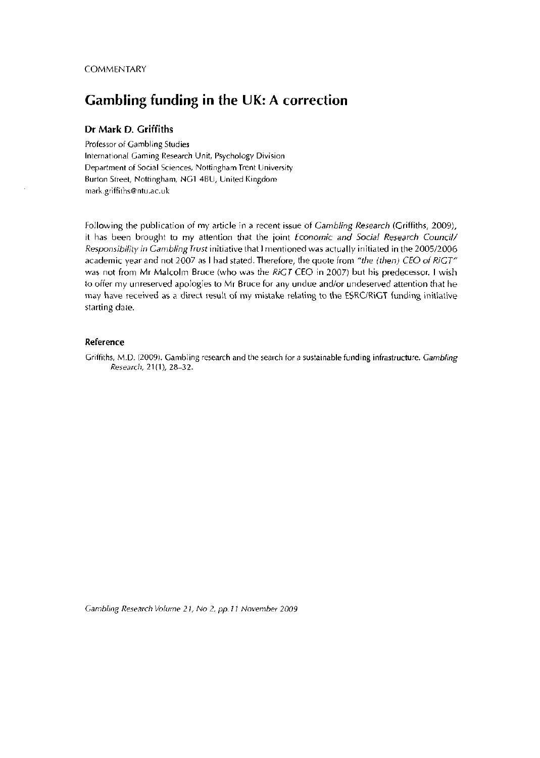COMMENTARY

# Gambling funding in the UK: A correction

**Dr Mark D. Griffiths**

Professor of Gambling Studies
International Gaming Research Unit, Psychology Division
Department of Social Sciences, Nottingham Trent University
Burton Street, Nottingham, NG1 4BU, United Kingdom
mark.griffiths@ntu.ac.uk

Following the publication of my article in a recent issue of *Gambling Research* (Griffiths, 2009), it has been brought to my attention that the joint *Economic and Social Research Council/ Responsibility in Gambling Trust* initiative that I mentioned was actually initiated in the 2005/2006 academic year and not 2007 as I had stated. Therefore, the quote from *"the (then) CEO of RiGT"* was not from Mr Malcolm Bruce (who was the *RiGT* CEO in 2007) but his predecessor. I wish to offer my unreserved apologies to Mr Bruce for any undue and/or undeserved attention that he may have received as a direct result of my mistake relating to the ESRC/RiGT funding initiative starting date.

### Reference

Griffiths, M.D. (2009). Gambling research and the search for a sustainable funding infrastructure. *Gambling Research*, 21(1), 28–32.